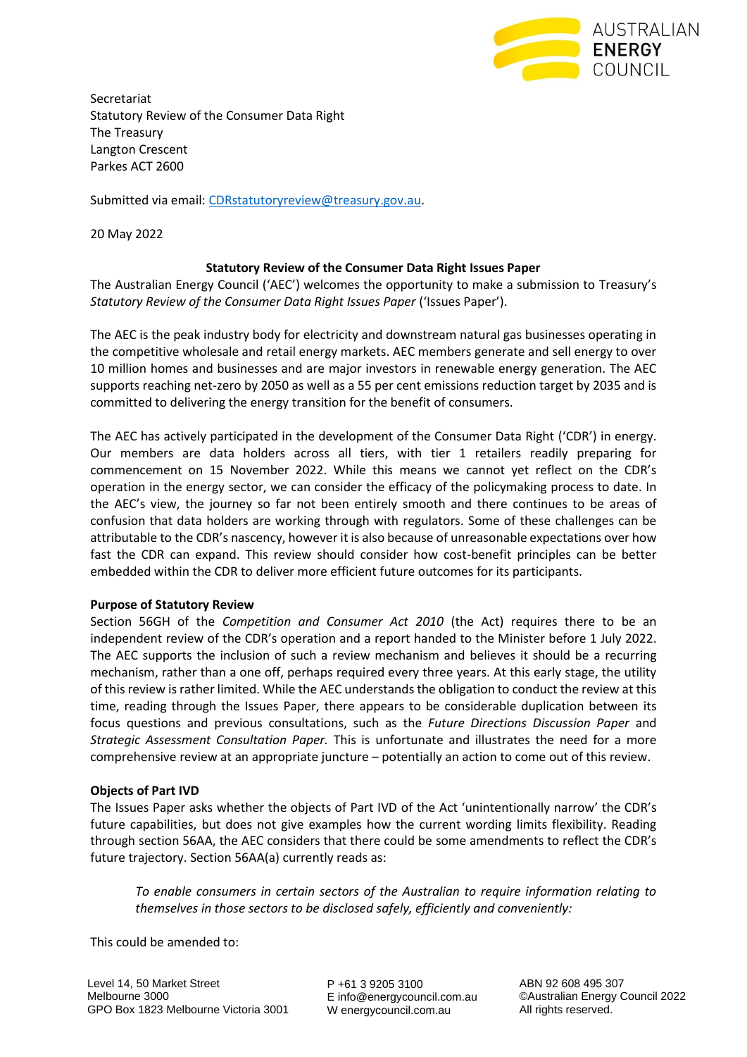AUSTRALIAN ENERGY COUNCIL

Secretariat
Statutory Review of the Consumer Data Right
The Treasury
Langton Crescent
Parkes ACT 2600

Submitted via email: CDRstatutoryreview@treasury.gov.au.

20 May 2022

**Statutory Review of the Consumer Data Right Issues Paper**

The Australian Energy Council ('AEC') welcomes the opportunity to make a submission to Treasury's *Statutory Review of the Consumer Data Right Issues Paper* ('Issues Paper').

The AEC is the peak industry body for electricity and downstream natural gas businesses operating in the competitive wholesale and retail energy markets. AEC members generate and sell energy to over 10 million homes and businesses and are major investors in renewable energy generation. The AEC supports reaching net-zero by 2050 as well as a 55 per cent emissions reduction target by 2035 and is committed to delivering the energy transition for the benefit of consumers.

The AEC has actively participated in the development of the Consumer Data Right ('CDR') in energy. Our members are data holders across all tiers, with tier 1 retailers readily preparing for commencement on 15 November 2022. While this means we cannot yet reflect on the CDR's operation in the energy sector, we can consider the efficacy of the policymaking process to date. In the AEC's view, the journey so far not been entirely smooth and there continues to be areas of confusion that data holders are working through with regulators. Some of these challenges can be attributable to the CDR's nascency, however it is also because of unreasonable expectations over how fast the CDR can expand. This review should consider how cost-benefit principles can be better embedded within the CDR to deliver more efficient future outcomes for its participants.

**Purpose of Statutory Review**

Section 56GH of the *Competition and Consumer Act 2010* (the Act) requires there to be an independent review of the CDR's operation and a report handed to the Minister before 1 July 2022. The AEC supports the inclusion of such a review mechanism and believes it should be a recurring mechanism, rather than a one off, perhaps required every three years. At this early stage, the utility of this review is rather limited. While the AEC understands the obligation to conduct the review at this time, reading through the Issues Paper, there appears to be considerable duplication between its focus questions and previous consultations, such as the *Future Directions Discussion Paper* and *Strategic Assessment Consultation Paper.* This is unfortunate and illustrates the need for a more comprehensive review at an appropriate juncture – potentially an action to come out of this review.

**Objects of Part IVD**

The Issues Paper asks whether the objects of Part IVD of the Act 'unintentionally narrow' the CDR's future capabilities, but does not give examples how the current wording limits flexibility. Reading through section 56AA, the AEC considers that there could be some amendments to reflect the CDR's future trajectory. Section 56AA(a) currently reads as:

> *To enable consumers in certain sectors of the Australian to require information relating to themselves in those sectors to be disclosed safely, efficiently and conveniently:*

This could be amended to: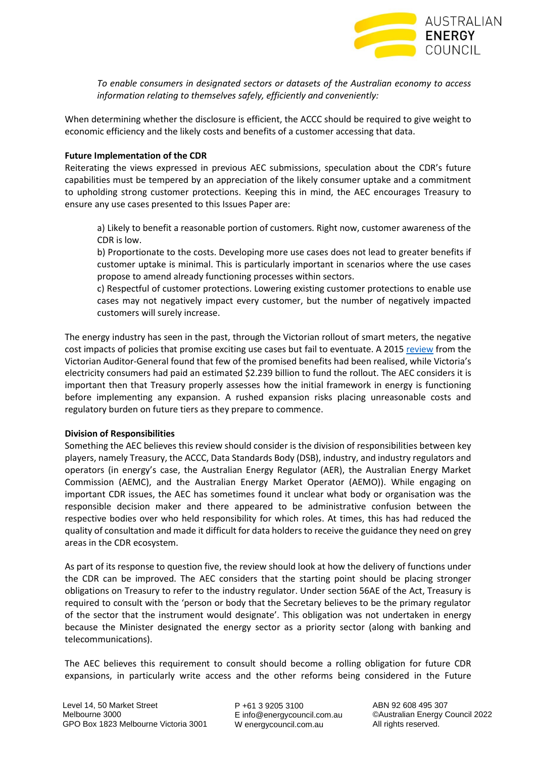*To enable consumers in designated sectors or datasets of the Australian economy to access information relating to themselves safely, efficiently and conveniently:*

When determining whether the disclosure is efficient, the ACCC should be required to give weight to economic efficiency and the likely costs and benefits of a customer accessing that data.

**Future Implementation of the CDR**

Reiterating the views expressed in previous AEC submissions, speculation about the CDR's future capabilities must be tempered by an appreciation of the likely consumer uptake and a commitment to upholding strong customer protections. Keeping this in mind, the AEC encourages Treasury to ensure any use cases presented to this Issues Paper are:

a) Likely to benefit a reasonable portion of customers. Right now, customer awareness of the CDR is low.

b) Proportionate to the costs. Developing more use cases does not lead to greater benefits if customer uptake is minimal. This is particularly important in scenarios where the use cases propose to amend already functioning processes within sectors.

c) Respectful of customer protections. Lowering existing customer protections to enable use cases may not negatively impact every customer, but the number of negatively impacted customers will surely increase.

The energy industry has seen in the past, through the Victorian rollout of smart meters, the negative cost impacts of policies that promise exciting use cases but fail to eventuate. A 2015 review from the Victorian Auditor-General found that few of the promised benefits had been realised, while Victoria's electricity consumers had paid an estimated $2.239 billion to fund the rollout. The AEC considers it is important then that Treasury properly assesses how the initial framework in energy is functioning before implementing any expansion. A rushed expansion risks placing unreasonable costs and regulatory burden on future tiers as they prepare to commence.

**Division of Responsibilities**

Something the AEC believes this review should consider is the division of responsibilities between key players, namely Treasury, the ACCC, Data Standards Body (DSB), industry, and industry regulators and operators (in energy's case, the Australian Energy Regulator (AER), the Australian Energy Market Commission (AEMC), and the Australian Energy Market Operator (AEMO)). While engaging on important CDR issues, the AEC has sometimes found it unclear what body or organisation was the responsible decision maker and there appeared to be administrative confusion between the respective bodies over who held responsibility for which roles. At times, this has had reduced the quality of consultation and made it difficult for data holders to receive the guidance they need on grey areas in the CDR ecosystem.

As part of its response to question five, the review should look at how the delivery of functions under the CDR can be improved. The AEC considers that the starting point should be placing stronger obligations on Treasury to refer to the industry regulator. Under section 56AE of the Act, Treasury is required to consult with the 'person or body that the Secretary believes to be the primary regulator of the sector that the instrument would designate'. This obligation was not undertaken in energy because the Minister designated the energy sector as a priority sector (along with banking and telecommunications).

The AEC believes this requirement to consult should become a rolling obligation for future CDR expansions, in particularly write access and the other reforms being considered in the Future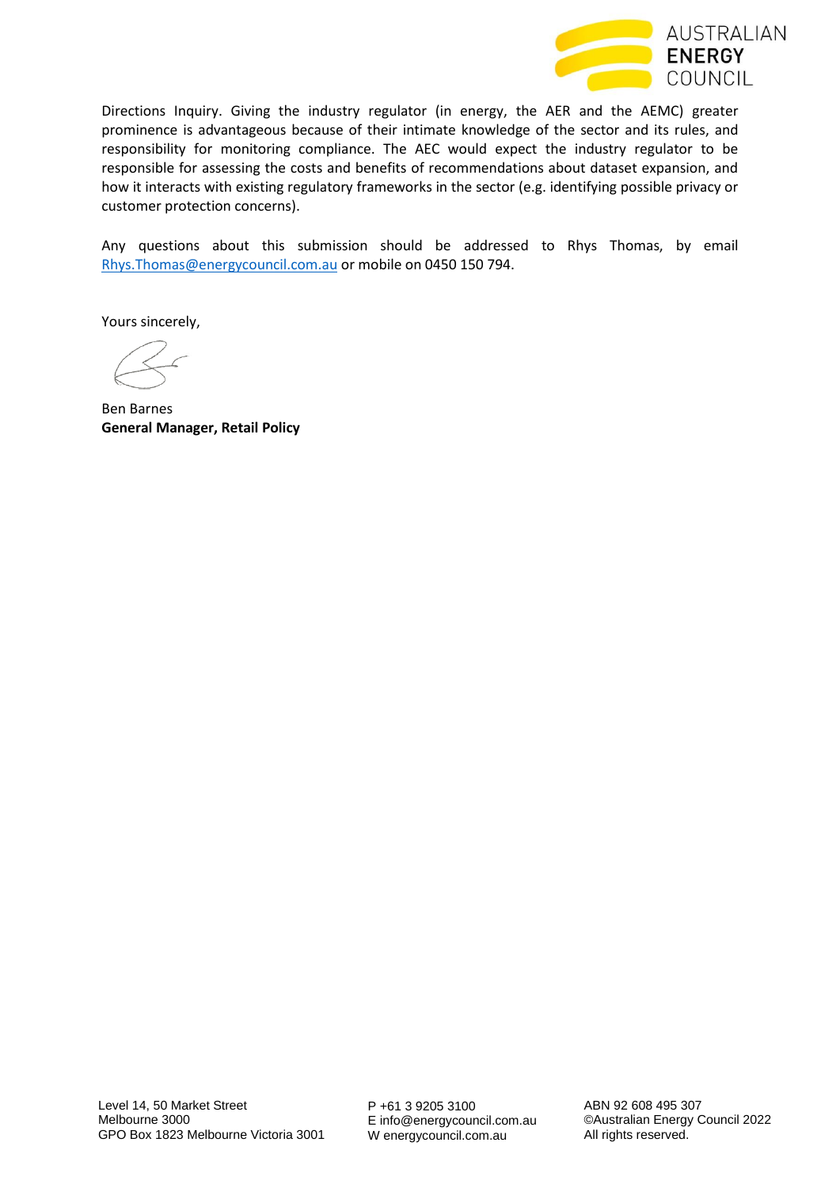Directions Inquiry. Giving the industry regulator (in energy, the AER and the AEMC) greater prominence is advantageous because of their intimate knowledge of the sector and its rules, and responsibility for monitoring compliance. The AEC would expect the industry regulator to be responsible for assessing the costs and benefits of recommendations about dataset expansion, and how it interacts with existing regulatory frameworks in the sector (e.g. identifying possible privacy or customer protection concerns).

Any questions about this submission should be addressed to Rhys Thomas, by email Rhys.Thomas@energycouncil.com.au or mobile on 0450 150 794.

Yours sincerely,

Ben Barnes
**General Manager, Retail Policy**

Level 14, 50 Market Street
Melbourne 3000
GPO Box 1823 Melbourne Victoria 3001

P +61 3 9205 3100
E info@energycouncil.com.au
W energycouncil.com.au

ABN 92 608 495 307
©Australian Energy Council 2022
All rights reserved.